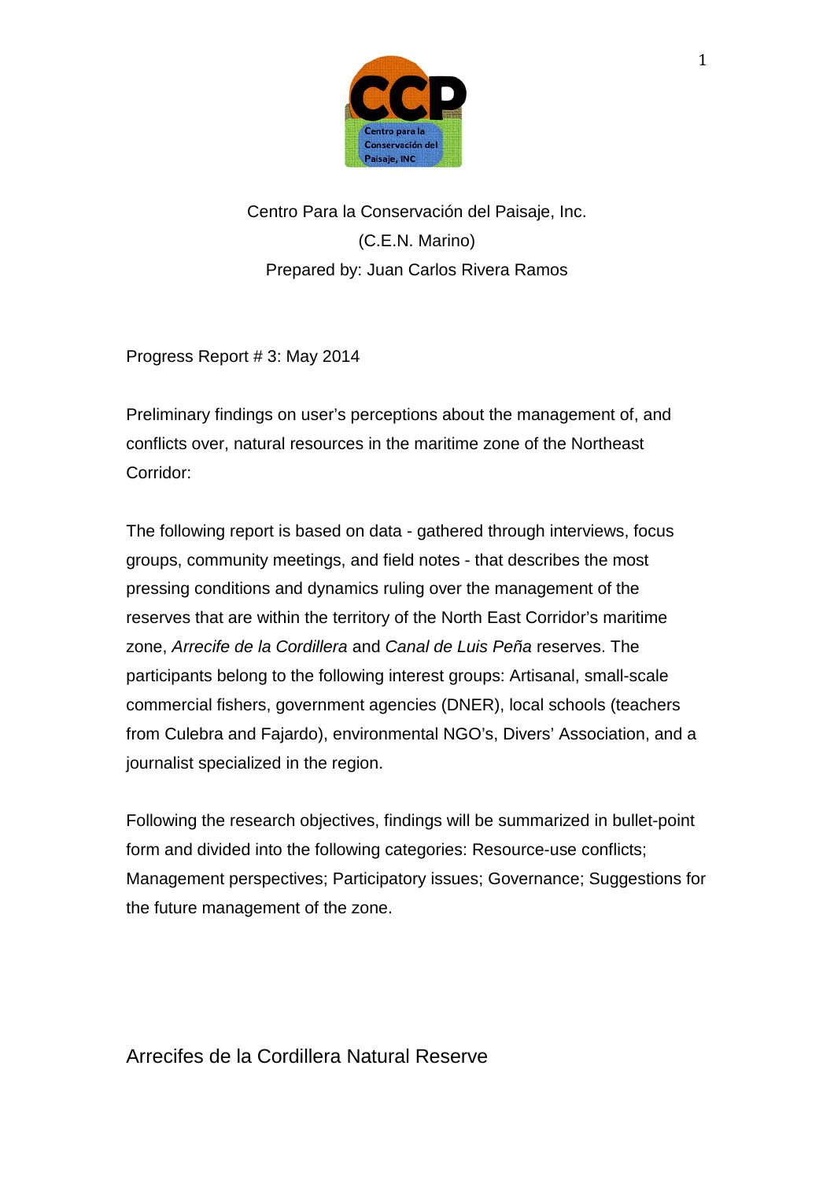Centro Para la Conservación del Paisaje, Inc.

(C.E.N. Marino)

Prepared by: Juan Carlos Rivera Ramos

Progress Report # 3: May 2014

Preliminary findings on user's perceptions about the management of, and conflicts over, natural resources in the maritime zone of the Northeast Corridor:

The following report is based on data - gathered through interviews, focus groups, community meetings, and field notes - that describes the most pressing conditions and dynamics ruling over the management of the reserves that are within the territory of the North East Corridor's maritime zone, *Arrecife de la Cordillera* and *Canal de Luis Peña* reserves. The participants belong to the following interest groups: Artisanal, small-scale commercial fishers, government agencies (DNER), local schools (teachers from Culebra and Fajardo), environmental NGO's, Divers' Association, and a journalist specialized in the region.

Following the research objectives, findings will be summarized in bullet-point form and divided into the following categories: Resource-use conflicts; Management perspectives; Participatory issues; Governance; Suggestions for the future management of the zone.

## Arrecifes de la Cordillera Natural Reserve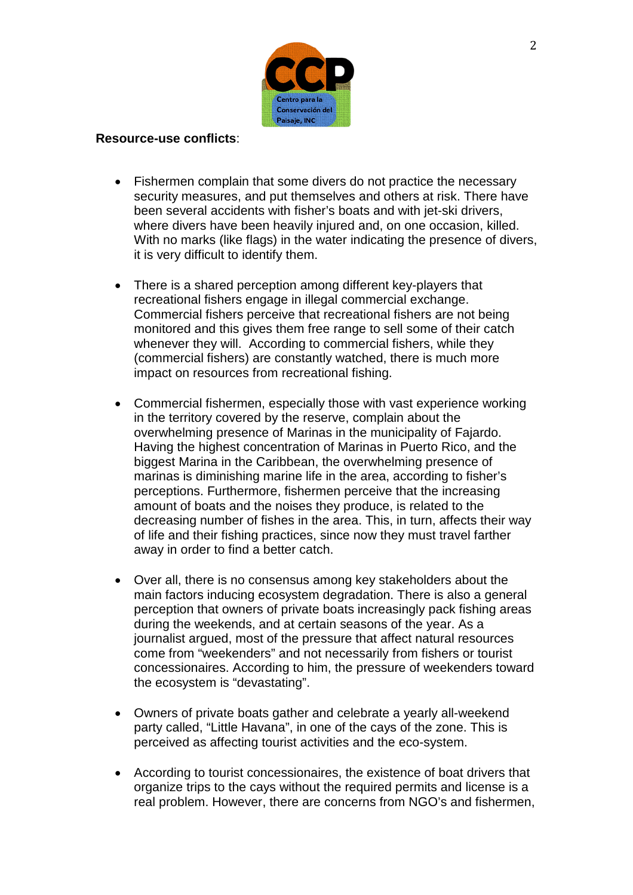**Resource-use conflicts**:

- Fishermen complain that some divers do not practice the necessary security measures, and put themselves and others at risk. There have been several accidents with fisher's boats and with jet-ski drivers, where divers have been heavily injured and, on one occasion, killed. With no marks (like flags) in the water indicating the presence of divers, it is very difficult to identify them.

- There is a shared perception among different key-players that recreational fishers engage in illegal commercial exchange. Commercial fishers perceive that recreational fishers are not being monitored and this gives them free range to sell some of their catch whenever they will. According to commercial fishers, while they (commercial fishers) are constantly watched, there is much more impact on resources from recreational fishing.

- Commercial fishermen, especially those with vast experience working in the territory covered by the reserve, complain about the overwhelming presence of Marinas in the municipality of Fajardo. Having the highest concentration of Marinas in Puerto Rico, and the biggest Marina in the Caribbean, the overwhelming presence of marinas is diminishing marine life in the area, according to fisher's perceptions. Furthermore, fishermen perceive that the increasing amount of boats and the noises they produce, is related to the decreasing number of fishes in the area. This, in turn, affects their way of life and their fishing practices, since now they must travel farther away in order to find a better catch.

- Over all, there is no consensus among key stakeholders about the main factors inducing ecosystem degradation. There is also a general perception that owners of private boats increasingly pack fishing areas during the weekends, and at certain seasons of the year. As a journalist argued, most of the pressure that affect natural resources come from "weekenders" and not necessarily from fishers or tourist concessionaires. According to him, the pressure of weekenders toward the ecosystem is "devastating".

- Owners of private boats gather and celebrate a yearly all-weekend party called, "Little Havana", in one of the cays of the zone. This is perceived as affecting tourist activities and the eco-system.

- According to tourist concessionaires, the existence of boat drivers that organize trips to the cays without the required permits and license is a real problem. However, there are concerns from NGO's and fishermen,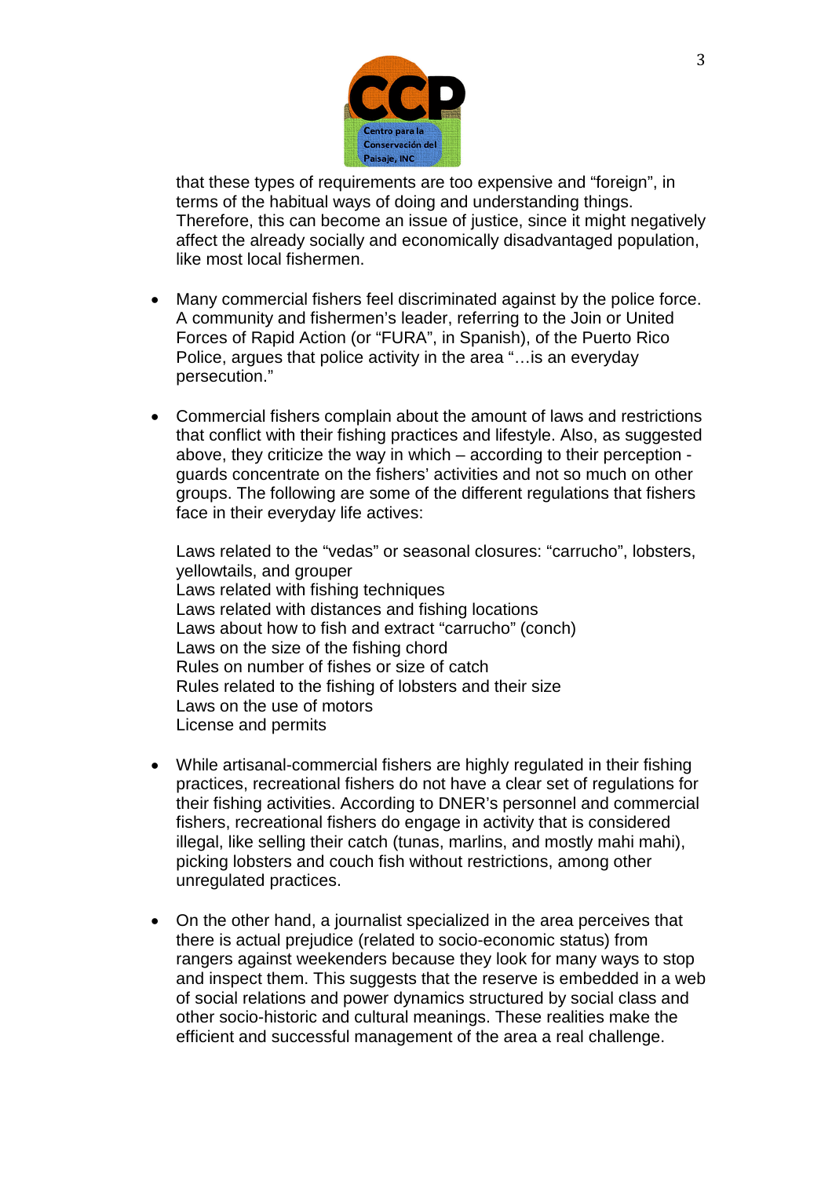that these types of requirements are too expensive and "foreign", in terms of the habitual ways of doing and understanding things. Therefore, this can become an issue of justice, since it might negatively affect the already socially and economically disadvantaged population, like most local fishermen.

- Many commercial fishers feel discriminated against by the police force. A community and fishermen's leader, referring to the Join or United Forces of Rapid Action (or "FURA", in Spanish), of the Puerto Rico Police, argues that police activity in the area "…is an everyday persecution."

- Commercial fishers complain about the amount of laws and restrictions that conflict with their fishing practices and lifestyle. Also, as suggested above, they criticize the way in which – according to their perception - guards concentrate on the fishers' activities and not so much on other groups. The following are some of the different regulations that fishers face in their everyday life actives:

  Laws related to the "vedas" or seasonal closures: "carrucho", lobsters, yellowtails, and grouper
  Laws related with fishing techniques
  Laws related with distances and fishing locations
  Laws about how to fish and extract "carrucho" (conch)
  Laws on the size of the fishing chord
  Rules on number of fishes or size of catch
  Rules related to the fishing of lobsters and their size
  Laws on the use of motors
  License and permits

- While artisanal-commercial fishers are highly regulated in their fishing practices, recreational fishers do not have a clear set of regulations for their fishing activities. According to DNER's personnel and commercial fishers, recreational fishers do engage in activity that is considered illegal, like selling their catch (tunas, marlins, and mostly mahi mahi), picking lobsters and couch fish without restrictions, among other unregulated practices.

- On the other hand, a journalist specialized in the area perceives that there is actual prejudice (related to socio-economic status) from rangers against weekenders because they look for many ways to stop and inspect them. This suggests that the reserve is embedded in a web of social relations and power dynamics structured by social class and other socio-historic and cultural meanings. These realities make the efficient and successful management of the area a real challenge.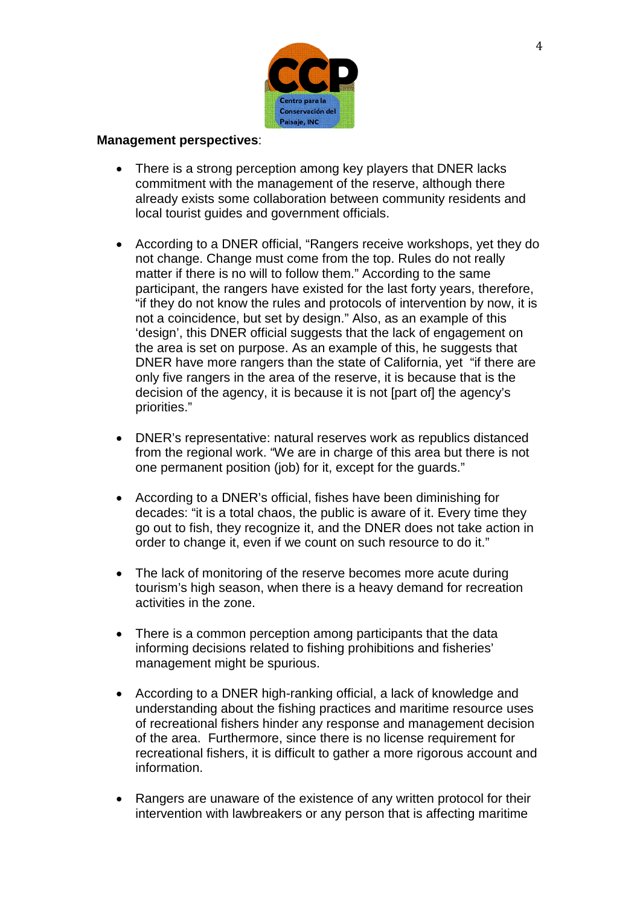**Management perspectives**:

- There is a strong perception among key players that DNER lacks commitment with the management of the reserve, although there already exists some collaboration between community residents and local tourist guides and government officials.

- According to a DNER official, “Rangers receive workshops, yet they do not change. Change must come from the top. Rules do not really matter if there is no will to follow them.” According to the same participant, the rangers have existed for the last forty years, therefore, “if they do not know the rules and protocols of intervention by now, it is not a coincidence, but set by design.” Also, as an example of this ‘design’, this DNER official suggests that the lack of engagement on the area is set on purpose. As an example of this, he suggests that DNER have more rangers than the state of California, yet “if there are only five rangers in the area of the reserve, it is because that is the decision of the agency, it is because it is not [part of] the agency’s priorities.”

- DNER’s representative: natural reserves work as republics distanced from the regional work. “We are in charge of this area but there is not one permanent position (job) for it, except for the guards.”

- According to a DNER’s official, fishes have been diminishing for decades: “it is a total chaos, the public is aware of it. Every time they go out to fish, they recognize it, and the DNER does not take action in order to change it, even if we count on such resource to do it.”

- The lack of monitoring of the reserve becomes more acute during tourism’s high season, when there is a heavy demand for recreation activities in the zone.

- There is a common perception among participants that the data informing decisions related to fishing prohibitions and fisheries’ management might be spurious.

- According to a DNER high-ranking official, a lack of knowledge and understanding about the fishing practices and maritime resource uses of recreational fishers hinder any response and management decision of the area. Furthermore, since there is no license requirement for recreational fishers, it is difficult to gather a more rigorous account and information.

- Rangers are unaware of the existence of any written protocol for their intervention with lawbreakers or any person that is affecting maritime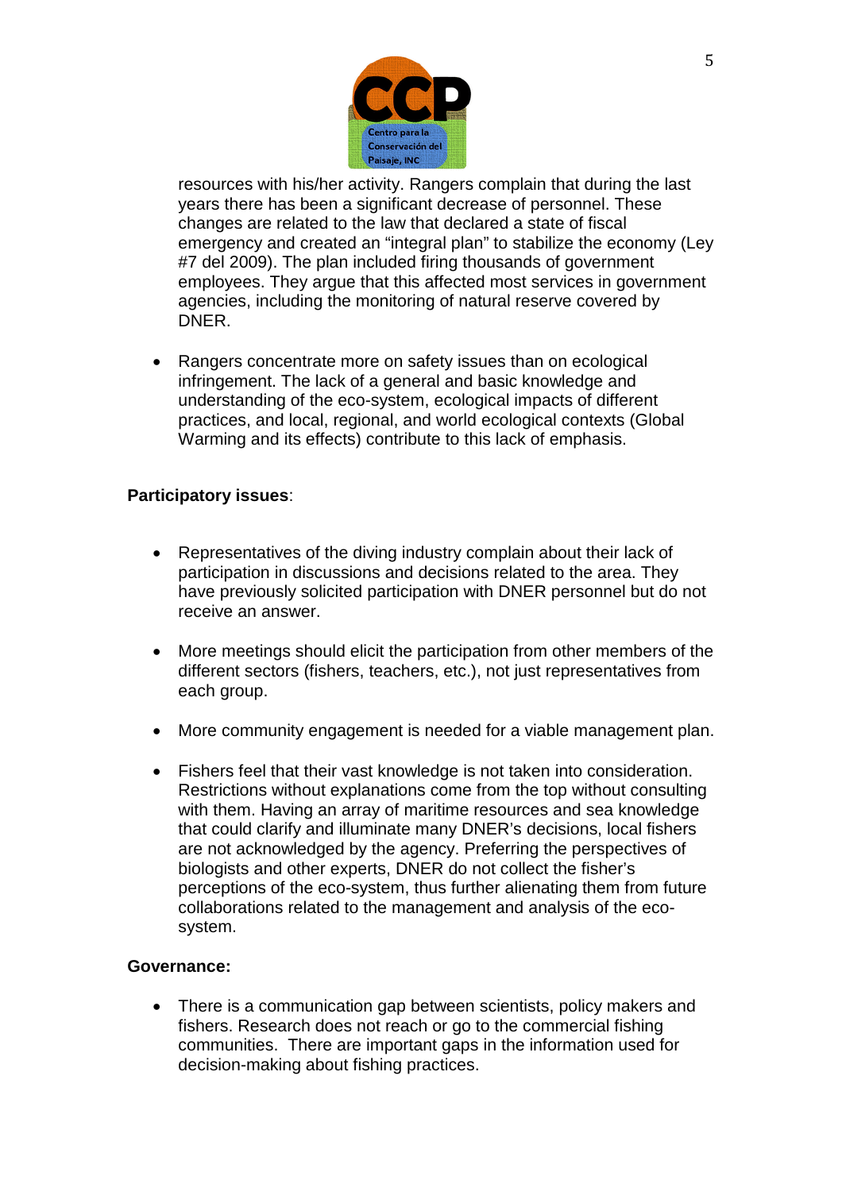resources with his/her activity. Rangers complain that during the last years there has been a significant decrease of personnel. These changes are related to the law that declared a state of fiscal emergency and created an "integral plan" to stabilize the economy (Ley #7 del 2009). The plan included firing thousands of government employees. They argue that this affected most services in government agencies, including the monitoring of natural reserve covered by DNER.

- Rangers concentrate more on safety issues than on ecological infringement. The lack of a general and basic knowledge and understanding of the eco-system, ecological impacts of different practices, and local, regional, and world ecological contexts (Global Warming and its effects) contribute to this lack of emphasis.

**Participatory issues**:

- Representatives of the diving industry complain about their lack of participation in discussions and decisions related to the area. They have previously solicited participation with DNER personnel but do not receive an answer.

- More meetings should elicit the participation from other members of the different sectors (fishers, teachers, etc.), not just representatives from each group.

- More community engagement is needed for a viable management plan.

- Fishers feel that their vast knowledge is not taken into consideration. Restrictions without explanations come from the top without consulting with them. Having an array of maritime resources and sea knowledge that could clarify and illuminate many DNER's decisions, local fishers are not acknowledged by the agency. Preferring the perspectives of biologists and other experts, DNER do not collect the fisher's perceptions of the eco-system, thus further alienating them from future collaborations related to the management and analysis of the eco-system.

**Governance:**

- There is a communication gap between scientists, policy makers and fishers. Research does not reach or go to the commercial fishing communities. There are important gaps in the information used for decision-making about fishing practices.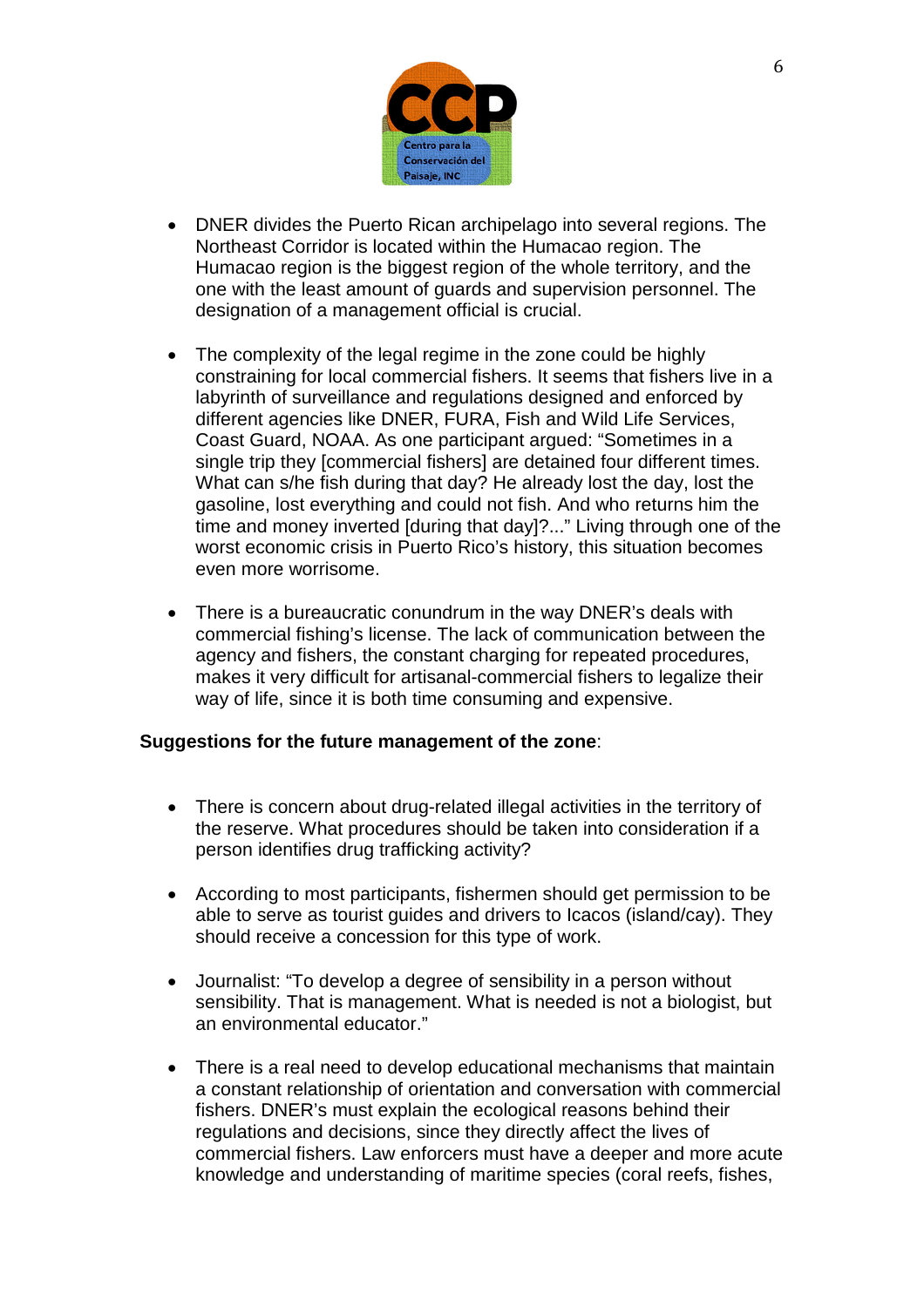- DNER divides the Puerto Rican archipelago into several regions. The Northeast Corridor is located within the Humacao region. The Humacao region is the biggest region of the whole territory, and the one with the least amount of guards and supervision personnel. The designation of a management official is crucial.

- The complexity of the legal regime in the zone could be highly constraining for local commercial fishers. It seems that fishers live in a labyrinth of surveillance and regulations designed and enforced by different agencies like DNER, FURA, Fish and Wild Life Services, Coast Guard, NOAA. As one participant argued: "Sometimes in a single trip they [commercial fishers] are detained four different times. What can s/he fish during that day? He already lost the day, lost the gasoline, lost everything and could not fish. And who returns him the time and money inverted [during that day]?..." Living through one of the worst economic crisis in Puerto Rico's history, this situation becomes even more worrisome.

- There is a bureaucratic conundrum in the way DNER's deals with commercial fishing's license. The lack of communication between the agency and fishers, the constant charging for repeated procedures, makes it very difficult for artisanal-commercial fishers to legalize their way of life, since it is both time consuming and expensive.

**Suggestions for the future management of the zone**:

- There is concern about drug-related illegal activities in the territory of the reserve. What procedures should be taken into consideration if a person identifies drug trafficking activity?

- According to most participants, fishermen should get permission to be able to serve as tourist guides and drivers to Icacos (island/cay). They should receive a concession for this type of work.

- Journalist: "To develop a degree of sensibility in a person without sensibility. That is management. What is needed is not a biologist, but an environmental educator."

- There is a real need to develop educational mechanisms that maintain a constant relationship of orientation and conversation with commercial fishers. DNER's must explain the ecological reasons behind their regulations and decisions, since they directly affect the lives of commercial fishers. Law enforcers must have a deeper and more acute knowledge and understanding of maritime species (coral reefs, fishes,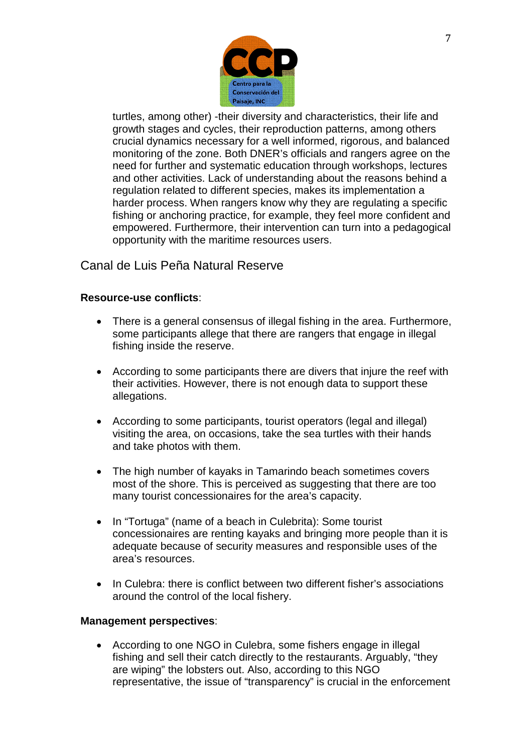turtles, among other) -their diversity and characteristics, their life and growth stages and cycles, their reproduction patterns, among others crucial dynamics necessary for a well informed, rigorous, and balanced monitoring of the zone. Both DNER's officials and rangers agree on the need for further and systematic education through workshops, lectures and other activities. Lack of understanding about the reasons behind a regulation related to different species, makes its implementation a harder process. When rangers know why they are regulating a specific fishing or anchoring practice, for example, they feel more confident and empowered. Furthermore, their intervention can turn into a pedagogical opportunity with the maritime resources users.

## Canal de Luis Peña Natural Reserve

**Resource-use conflicts**:

- There is a general consensus of illegal fishing in the area. Furthermore, some participants allege that there are rangers that engage in illegal fishing inside the reserve.

- According to some participants there are divers that injure the reef with their activities. However, there is not enough data to support these allegations.

- According to some participants, tourist operators (legal and illegal) visiting the area, on occasions, take the sea turtles with their hands and take photos with them.

- The high number of kayaks in Tamarindo beach sometimes covers most of the shore. This is perceived as suggesting that there are too many tourist concessionaires for the area's capacity.

- In "Tortuga" (name of a beach in Culebrita): Some tourist concessionaires are renting kayaks and bringing more people than it is adequate because of security measures and responsible uses of the area's resources.

- In Culebra: there is conflict between two different fisher's associations around the control of the local fishery.

**Management perspectives**:

- According to one NGO in Culebra, some fishers engage in illegal fishing and sell their catch directly to the restaurants. Arguably, "they are wiping" the lobsters out. Also, according to this NGO representative, the issue of "transparency" is crucial in the enforcement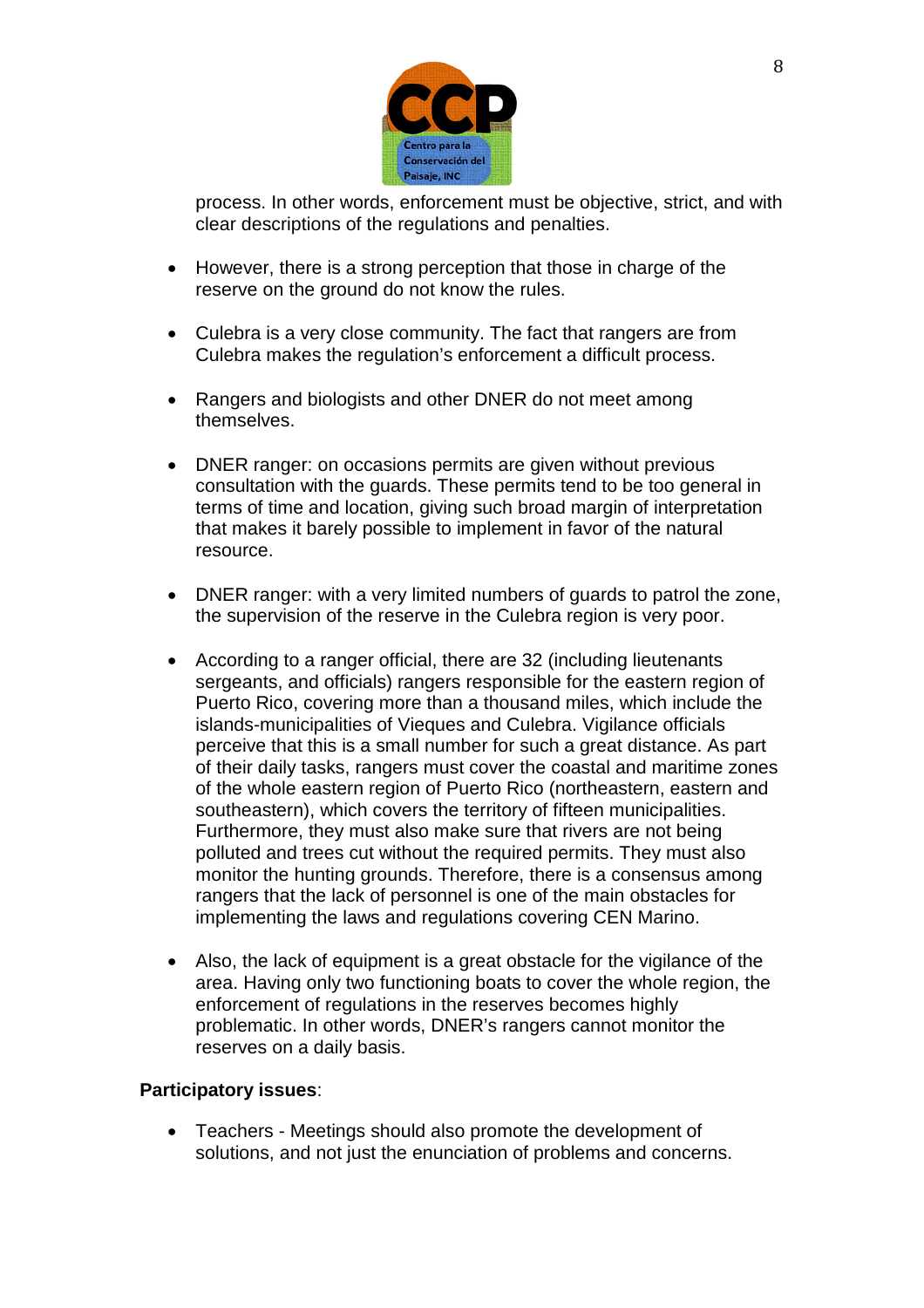process. In other words, enforcement must be objective, strict, and with clear descriptions of the regulations and penalties.

- However, there is a strong perception that those in charge of the reserve on the ground do not know the rules.

- Culebra is a very close community. The fact that rangers are from Culebra makes the regulation's enforcement a difficult process.

- Rangers and biologists and other DNER do not meet among themselves.

- DNER ranger: on occasions permits are given without previous consultation with the guards. These permits tend to be too general in terms of time and location, giving such broad margin of interpretation that makes it barely possible to implement in favor of the natural resource.

- DNER ranger: with a very limited numbers of guards to patrol the zone, the supervision of the reserve in the Culebra region is very poor.

- According to a ranger official, there are 32 (including lieutenants sergeants, and officials) rangers responsible for the eastern region of Puerto Rico, covering more than a thousand miles, which include the islands-municipalities of Vieques and Culebra. Vigilance officials perceive that this is a small number for such a great distance. As part of their daily tasks, rangers must cover the coastal and maritime zones of the whole eastern region of Puerto Rico (northeastern, eastern and southeastern), which covers the territory of fifteen municipalities. Furthermore, they must also make sure that rivers are not being polluted and trees cut without the required permits. They must also monitor the hunting grounds. Therefore, there is a consensus among rangers that the lack of personnel is one of the main obstacles for implementing the laws and regulations covering CEN Marino.

- Also, the lack of equipment is a great obstacle for the vigilance of the area. Having only two functioning boats to cover the whole region, the enforcement of regulations in the reserves becomes highly problematic. In other words, DNER's rangers cannot monitor the reserves on a daily basis.

**Participatory issues**:

- Teachers - Meetings should also promote the development of solutions, and not just the enunciation of problems and concerns.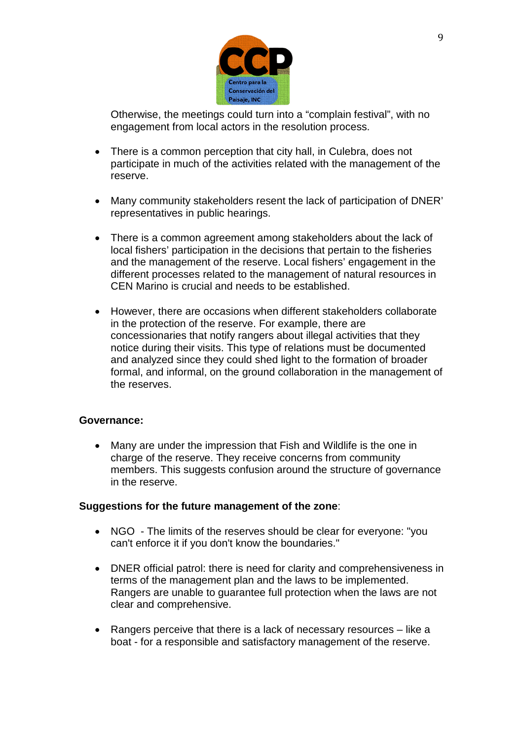Otherwise, the meetings could turn into a “complain festival”, with no engagement from local actors in the resolution process.

- There is a common perception that city hall, in Culebra, does not participate in much of the activities related with the management of the reserve.

- Many community stakeholders resent the lack of participation of DNER’ representatives in public hearings.

- There is a common agreement among stakeholders about the lack of local fishers’ participation in the decisions that pertain to the fisheries and the management of the reserve. Local fishers’ engagement in the different processes related to the management of natural resources in CEN Marino is crucial and needs to be established.

- However, there are occasions when different stakeholders collaborate in the protection of the reserve. For example, there are concessionaries that notify rangers about illegal activities that they notice during their visits. This type of relations must be documented and analyzed since they could shed light to the formation of broader formal, and informal, on the ground collaboration in the management of the reserves.

**Governance:**

- Many are under the impression that Fish and Wildlife is the one in charge of the reserve. They receive concerns from community members. This suggests confusion around the structure of governance in the reserve.

**Suggestions for the future management of the zone**:

- NGO - The limits of the reserves should be clear for everyone: "you can't enforce it if you don't know the boundaries."

- DNER official patrol: there is need for clarity and comprehensiveness in terms of the management plan and the laws to be implemented. Rangers are unable to guarantee full protection when the laws are not clear and comprehensive.

- Rangers perceive that there is a lack of necessary resources – like a boat - for a responsible and satisfactory management of the reserve.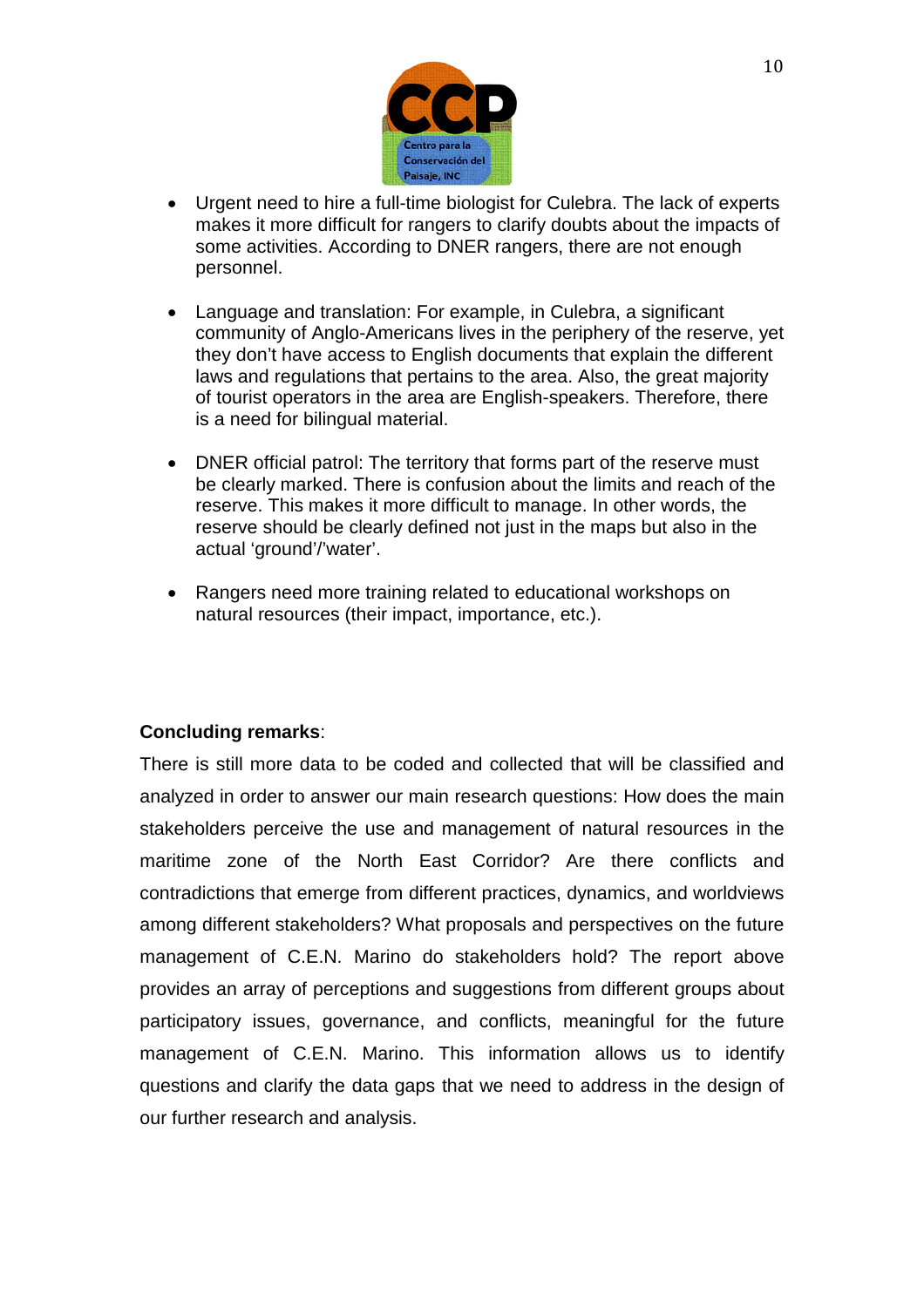- Urgent need to hire a full-time biologist for Culebra. The lack of experts makes it more difficult for rangers to clarify doubts about the impacts of some activities. According to DNER rangers, there are not enough personnel.

- Language and translation: For example, in Culebra, a significant community of Anglo-Americans lives in the periphery of the reserve, yet they don't have access to English documents that explain the different laws and regulations that pertains to the area. Also, the great majority of tourist operators in the area are English-speakers. Therefore, there is a need for bilingual material.

- DNER official patrol: The territory that forms part of the reserve must be clearly marked. There is confusion about the limits and reach of the reserve. This makes it more difficult to manage. In other words, the reserve should be clearly defined not just in the maps but also in the actual 'ground'/'water'.

- Rangers need more training related to educational workshops on natural resources (their impact, importance, etc.).

**Concluding remarks**:

There is still more data to be coded and collected that will be classified and analyzed in order to answer our main research questions: How does the main stakeholders perceive the use and management of natural resources in the maritime zone of the North East Corridor? Are there conflicts and contradictions that emerge from different practices, dynamics, and worldviews among different stakeholders? What proposals and perspectives on the future management of C.E.N. Marino do stakeholders hold? The report above provides an array of perceptions and suggestions from different groups about participatory issues, governance, and conflicts, meaningful for the future management of C.E.N. Marino. This information allows us to identify questions and clarify the data gaps that we need to address in the design of our further research and analysis.